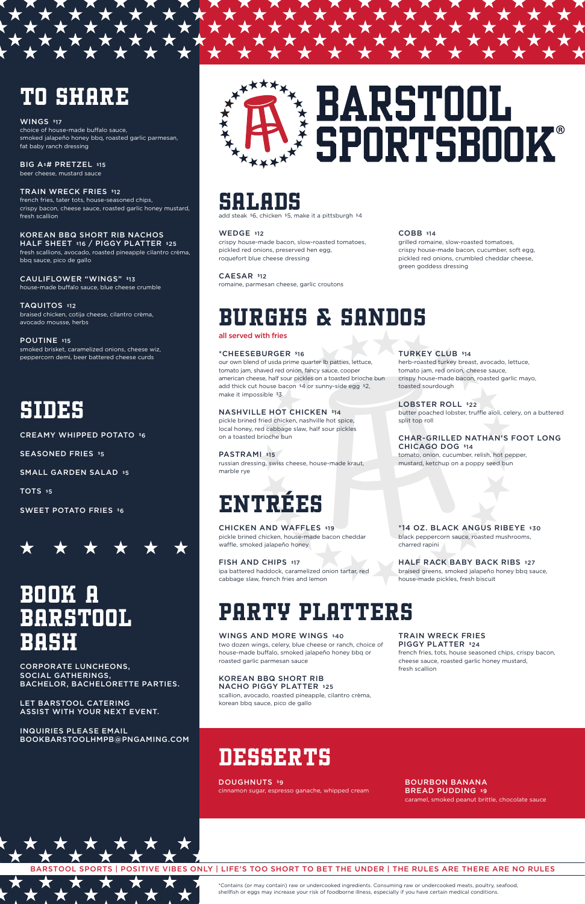# BARSTOOL SPORTSBOOK®

## TO SHARE

**WINGS** $17
choice of house-made buffalo sauce, smoked jalapeño honey bbq, roasted garlic parmesan, fat baby ranch dressing

**BIG A$# PRETZEL** $15
beer cheese, mustard sauce

**TRAIN WRECK FRIES** $12
french fries, tater tots, house-seasoned chips, crispy bacon, cheese sauce, roasted garlic honey mustard, fresh scallion

**KOREAN BBQ SHORT RIB NACHOS HALF SHEET** $16 **/ PIGGY PLATTER** $25
fresh scallions, avocado, roasted pineapple cilantro crèma, bbq sauce, pico de gallo

**CAULIFLOWER "WINGS"** $13
house-made buffalo sauce, blue cheese crumble

**TAQUITOS** $12
braised chicken, cotija cheese, cilantro crèma, avocado mousse, herbs

**POUTINE** $15
smoked brisket, caramelized onions, cheese wiz, peppercorn demi, beer battered cheese curds

## SIDES

- CREAMY WHIPPED POTATO $6
- SEASONED FRIES $5
- SMALL GARDEN SALAD $5
- TOTS $5
- SWEET POTATO FRIES $6

## BOOK A BARSTOOL BASH

CORPORATE LUNCHEONS, SOCIAL GATHERINGS, BACHELOR, BACHELORETTE PARTIES.

LET BARSTOOL CATERING ASSIST WITH YOUR NEXT EVENT.

INQUIRIES PLEASE EMAIL BOOKBARSTOOLHMPB@PNGAMING.COM

## SALADS

add steak $6, chicken $5, make it a pittsburgh $4

**WEDGE** $12
crispy house-made bacon, slow-roasted tomatoes, pickled red onions, preserved hen egg, roquefort blue cheese dressing

**CAESAR** $12
romaine, parmesan cheese, garlic croutons

**COBB** $14
grilled romaine, slow-roasted tomatoes, crispy house-made bacon, cucumber, soft egg, pickled red onions, crumbled cheddar cheese, green goddess dressing

## BURGHS & SANDOS

all served with fries

**\*CHEESEBURGER** $16
our own blend of usda prime quarter lb patties, lettuce, tomato jam, shaved red onion, fancy sauce, cooper american cheese, half sour pickles on a toasted brioche bun
add thick cut house bacon $4 or sunny-side egg $2, make it impossible $3

**NASHVILLE HOT CHICKEN** $14
pickle brined fried chicken, nashville hot spice, local honey, red cabbage slaw, half sour pickles on a toasted brioche bun

**PASTRAMI** $15
russian dressing, swiss cheese, house-made kraut, marble rye

**TURKEY CLUB** $14
herb-roasted turkey breast, avocado, lettuce, tomato jam, red onion, cheese sauce, crispy house-made bacon, roasted garlic mayo, toasted sourdough

**LOBSTER ROLL** $22
butter poached lobster, truffle aïoli, celery, on a buttered split top roll

**CHAR-GRILLED NATHAN'S FOOT LONG CHICAGO DOG** $14
tomato, onion, cucumber, relish, hot pepper, mustard, ketchup on a poppy seed bun

## ENTRÉES

**CHICKEN AND WAFFLES** $19
pickle brined chicken, house-made bacon cheddar waffle, smoked jalapeño honey

**FISH AND CHIPS** $17
ipa battered haddock, caramelized onion tartar, red cabbage slaw, french fries and lemon

**\*14 OZ. BLACK ANGUS RIBEYE** $30
black peppercorn sauce, roasted mushrooms, charred rapini

**HALF RACK BABY BACK RIBS** $27
braised greens, smoked jalapeño honey bbq sauce, house-made pickles, fresh biscuit

## PARTY PLATTERS

**WINGS AND MORE WINGS** $40
two dozen wings, celery, blue cheese or ranch, choice of house-made buffalo, smoked jalapeño honey bbq or roasted garlic parmesan sauce

**KOREAN BBQ SHORT RIB NACHO PIGGY PLATTER** $25
scallion, avocado, roasted pineapple, cilantro crèma, korean bbq sauce, pico de gallo

**TRAIN WRECK FRIES PIGGY PLATTER** $24
french fries, tots, house seasoned chips, crispy bacon, cheese sauce, roasted garlic honey mustard, fresh scallion

## DESSERTS

**DOUGHNUTS** $9
cinnamon sugar, espresso ganache, whipped cream

**BOURBON BANANA BREAD PUDDING** $9
caramel, smoked peanut brittle, chocolate sauce

BARSTOOL SPORTS | POSITIVE VIBES ONLY | LIFE'S TOO SHORT TO BET THE UNDER | THE RULES ARE THERE ARE NO RULES

\*Contains (or may contain) raw or undercooked ingredients. Consuming raw or undercooked meats, poultry, seafood, shellfish or eggs may increase your risk of foodborne illness, especially if you have certain medical conditions.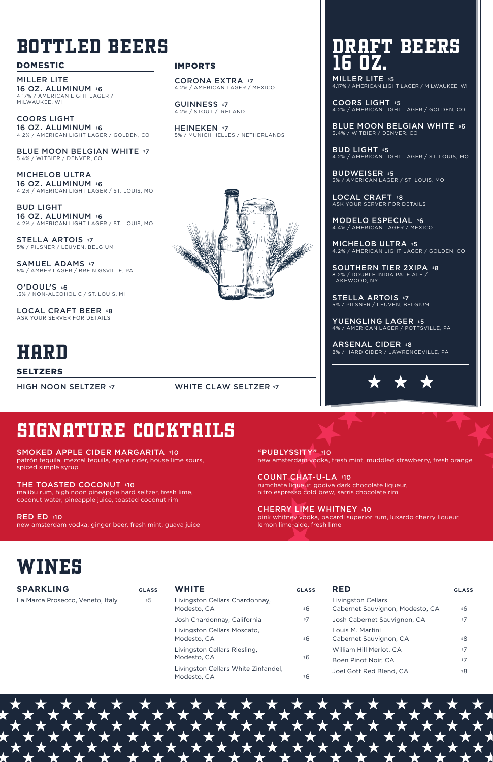# BOTTLED BEERS

## DOMESTIC

MILLER LITE
16 OZ. ALUMINUM $6
4.17% / AMERICAN LIGHT LAGER / MILWAUKEE, WI

COORS LIGHT
16 OZ. ALUMINUM $6
4.2% / AMERICAN LIGHT LAGER / GOLDEN, CO

BLUE MOON BELGIAN WHITE $7
5.4% / WITBIER / DENVER, CO

MICHELOB ULTRA
16 OZ. ALUMINUM $6
4.2% / AMERICAN LIGHT LAGER / ST. LOUIS, MO

BUD LIGHT
16 OZ. ALUMINUM $6
4.2% / AMERICAN LIGHT LAGER / ST. LOUIS, MO

STELLA ARTOIS $7
5% / PILSNER / LEUVEN, BELGIUM

SAMUEL ADAMS $7
5% / AMBER LAGER / BREINIGSVILLE, PA

O'DOUL'S $6
.5% / NON-ALCOHOLIC / ST. LOUIS, MI

LOCAL CRAFT BEER $8
ASK YOUR SERVER FOR DETAILS

## IMPORTS

CORONA EXTRA $7
4.2% / AMERICAN LAGER / MEXICO

GUINNESS $7
4.2% / STOUT / IRELAND

HEINEKEN $7
5% / MUNICH HELLES / NETHERLANDS

# HARD

## SELTZERS

HIGH NOON SELTZER $7

WHITE CLAW SELTZER $7

# DRAFT BEERS 16 OZ.

MILLER LITE $5
4.17% / AMERICAN LIGHT LAGER / MILWAUKEE, WI

COORS LIGHT $5
4.2% / AMERICAN LIGHT LAGER / GOLDEN, CO

BLUE MOON BELGIAN WHITE $6
5.4% / WITBIER / DENVER, CO

BUD LIGHT $5
4.2% / AMERICAN LIGHT LAGER / ST. LOUIS, MO

BUDWEISER $5
5% / AMERICAN LAGER / ST. LOUIS, MO

LOCAL CRAFT $8
ASK YOUR SERVER FOR DETAILS

MODELO ESPECIAL $6
4.4% / AMERICAN LAGER / MEXICO

MICHELOB ULTRA $5
4.2% / AMERICAN LIGHT LAGER / GOLDEN, CO

SOUTHERN TIER 2XIPA $8
8.2% / DOUBLE INDIA PALE ALE / LAKEWOOD, NY

STELLA ARTOIS $7
5% / PILSNER / LEUVEN, BELGIUM

YUENGLING LAGER $5
4% / AMERICAN LAGER / POTTSVILLE, PA

ARSENAL CIDER $8
8% / HARD CIDER / LAWRENCEVILLE, PA

# SIGNATURE COCKTAILS

SMOKED APPLE CIDER MARGARITA $10
patrón tequila, mezcal tequila, apple cider, house lime sours, spiced simple syrup

THE TOASTED COCONUT $10
malibu rum, high noon pineapple hard seltzer, fresh lime, coconut water, pineapple juice, toasted coconut rim

RED ED $10
new amsterdam vodka, ginger beer, fresh mint, guava juice

"PUBLYSSITY" $10
new amsterdam vodka, fresh mint, muddled strawberry, fresh orange

COUNT CHAT-U-LA $10
rumchata liqueur, godiva dark chocolate liqueur, nitro espresso cold brew, sarris chocolate rim

CHERRY LIME WHITNEY $10
pink whitney vodka, bacardi superior rum, luxardo cherry liqueur, lemon lime-aide, fresh lime

# WINES

| SPARKLING | GLASS |
|---|---|
| La Marca Prosecco, Veneto, Italy | $5 |

| WHITE | GLASS |
|---|---|
| Livingston Cellars Chardonnay, Modesto, CA | $6 |
| Josh Chardonnay, California | $7 |
| Livingston Cellars Moscato, Modesto, CA | $6 |
| Livingston Cellars Riesling, Modesto, CA | $6 |
| Livingston Cellars White Zinfandel, Modesto, CA | $6 |

| RED | GLASS |
|---|---|
| Livingston Cellars Cabernet Sauvignon, Modesto, CA | $6 |
| Josh Cabernet Sauvignon, CA | $7 |
| Louis M. Martini Cabernet Sauvignon, CA | $8 |
| William Hill Merlot, CA | $7 |
| Boen Pinot Noir, CA | $7 |
| Joel Gott Red Blend, CA | $8 |